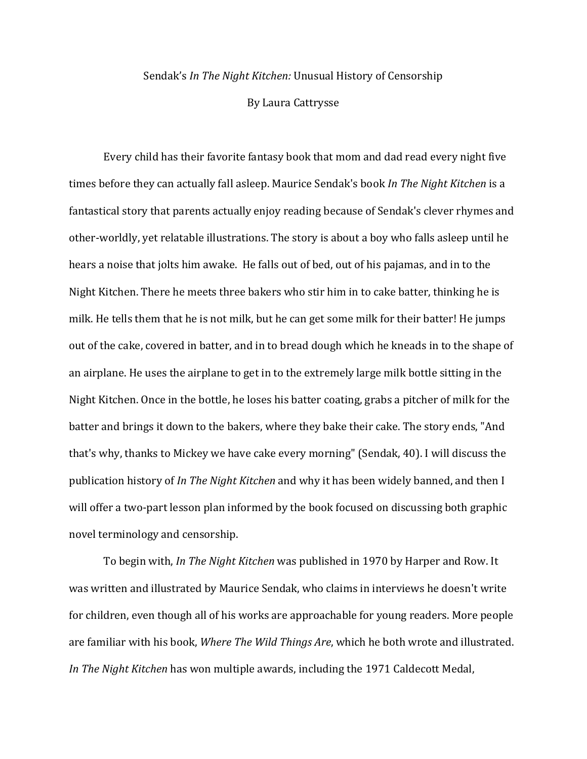# Sendak's *In The Night Kitchen:* Unusual History of Censorship

By Laura Cattrysse

Every child has their favorite fantasy book that mom and dad read every night five times before they can actually fall asleep. Maurice Sendak's book *In The Night Kitchen* is a fantastical story that parents actually enjoy reading because of Sendak's clever rhymes and other-worldly, yet relatable illustrations. The story is about a boy who falls asleep until he hears a noise that jolts him awake. He falls out of bed, out of his pajamas, and in to the Night Kitchen. There he meets three bakers who stir him in to cake batter, thinking he is milk. He tells them that he is not milk, but he can get some milk for their batter! He jumps out of the cake, covered in batter, and in to bread dough which he kneads in to the shape of an airplane. He uses the airplane to get in to the extremely large milk bottle sitting in the Night Kitchen. Once in the bottle, he loses his batter coating, grabs a pitcher of milk for the batter and brings it down to the bakers, where they bake their cake. The story ends, "And that's why, thanks to Mickey we have cake every morning" (Sendak, 40). I will discuss the publication history of *In The Night Kitchen* and why it has been widely banned, and then I will offer a two-part lesson plan informed by the book focused on discussing both graphic novel terminology and censorship.

To begin with, *In The Night Kitchen* was published in 1970 by Harper and Row. It was written and illustrated by Maurice Sendak, who claims in interviews he doesn't write for children, even though all of his works are approachable for young readers. More people are familiar with his book, *Where The Wild Things Are*, which he both wrote and illustrated. *In The Night Kitchen* has won multiple awards, including the 1971 Caldecott Medal,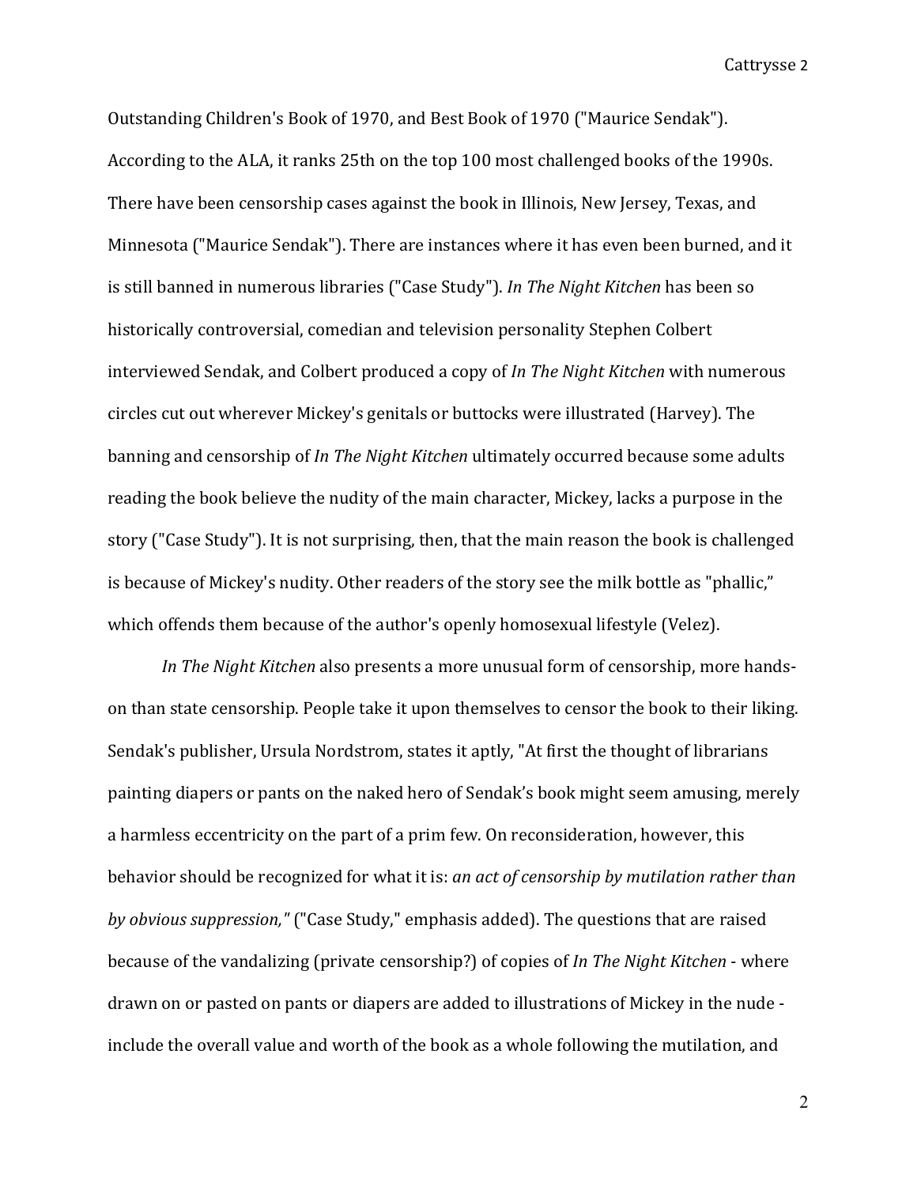Outstanding Children's Book of 1970, and Best Book of 1970 ("Maurice Sendak"). According to the ALA, it ranks 25th on the top 100 most challenged books of the 1990s. There have been censorship cases against the book in Illinois, New Jersey, Texas, and Minnesota ("Maurice Sendak"). There are instances where it has even been burned, and it is still banned in numerous libraries ("Case Study"). *In The Night Kitchen* has been so historically controversial, comedian and television personality Stephen Colbert interviewed Sendak, and Colbert produced a copy of *In The Night Kitchen* with numerous circles cut out wherever Mickey's genitals or buttocks were illustrated (Harvey). The banning and censorship of *In The Night Kitchen* ultimately occurred because some adults reading the book believe the nudity of the main character, Mickey, lacks a purpose in the story ("Case Study"). It is not surprising, then, that the main reason the book is challenged is because of Mickey's nudity. Other readers of the story see the milk bottle as "phallic," which offends them because of the author's openly homosexual lifestyle (Velez).

*In The Night Kitchen* also presents a more unusual form of censorship, more hands-on than state censorship. People take it upon themselves to censor the book to their liking. Sendak's publisher, Ursula Nordstrom, states it aptly, "At first the thought of librarians painting diapers or pants on the naked hero of Sendak's book might seem amusing, merely a harmless eccentricity on the part of a prim few. On reconsideration, however, this behavior should be recognized for what it is: *an act of censorship by mutilation rather than by obvious suppression,"* ("Case Study," emphasis added). The questions that are raised because of the vandalizing (private censorship?) of copies of *In The Night Kitchen* - where drawn on or pasted on pants or diapers are added to illustrations of Mickey in the nude - include the overall value and worth of the book as a whole following the mutilation, and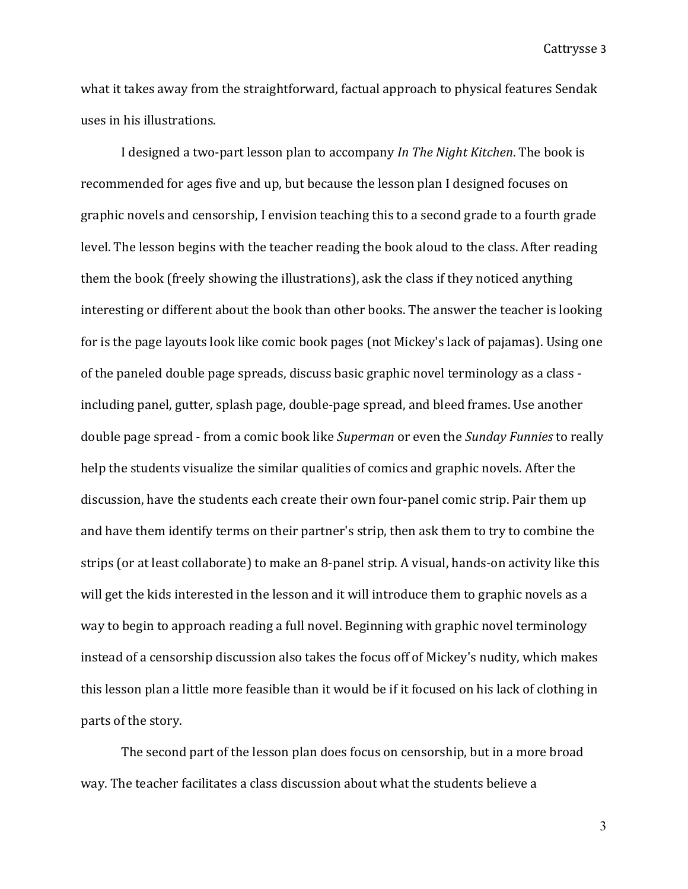what it takes away from the straightforward, factual approach to physical features Sendak uses in his illustrations.

I designed a two-part lesson plan to accompany *In The Night Kitchen*. The book is recommended for ages five and up, but because the lesson plan I designed focuses on graphic novels and censorship, I envision teaching this to a second grade to a fourth grade level. The lesson begins with the teacher reading the book aloud to the class. After reading them the book (freely showing the illustrations), ask the class if they noticed anything interesting or different about the book than other books. The answer the teacher is looking for is the page layouts look like comic book pages (not Mickey's lack of pajamas). Using one of the paneled double page spreads, discuss basic graphic novel terminology as a class - including panel, gutter, splash page, double-page spread, and bleed frames. Use another double page spread - from a comic book like *Superman* or even the *Sunday Funnies* to really help the students visualize the similar qualities of comics and graphic novels. After the discussion, have the students each create their own four-panel comic strip. Pair them up and have them identify terms on their partner's strip, then ask them to try to combine the strips (or at least collaborate) to make an 8-panel strip. A visual, hands-on activity like this will get the kids interested in the lesson and it will introduce them to graphic novels as a way to begin to approach reading a full novel. Beginning with graphic novel terminology instead of a censorship discussion also takes the focus off of Mickey's nudity, which makes this lesson plan a little more feasible than it would be if it focused on his lack of clothing in parts of the story.

The second part of the lesson plan does focus on censorship, but in a more broad way. The teacher facilitates a class discussion about what the students believe a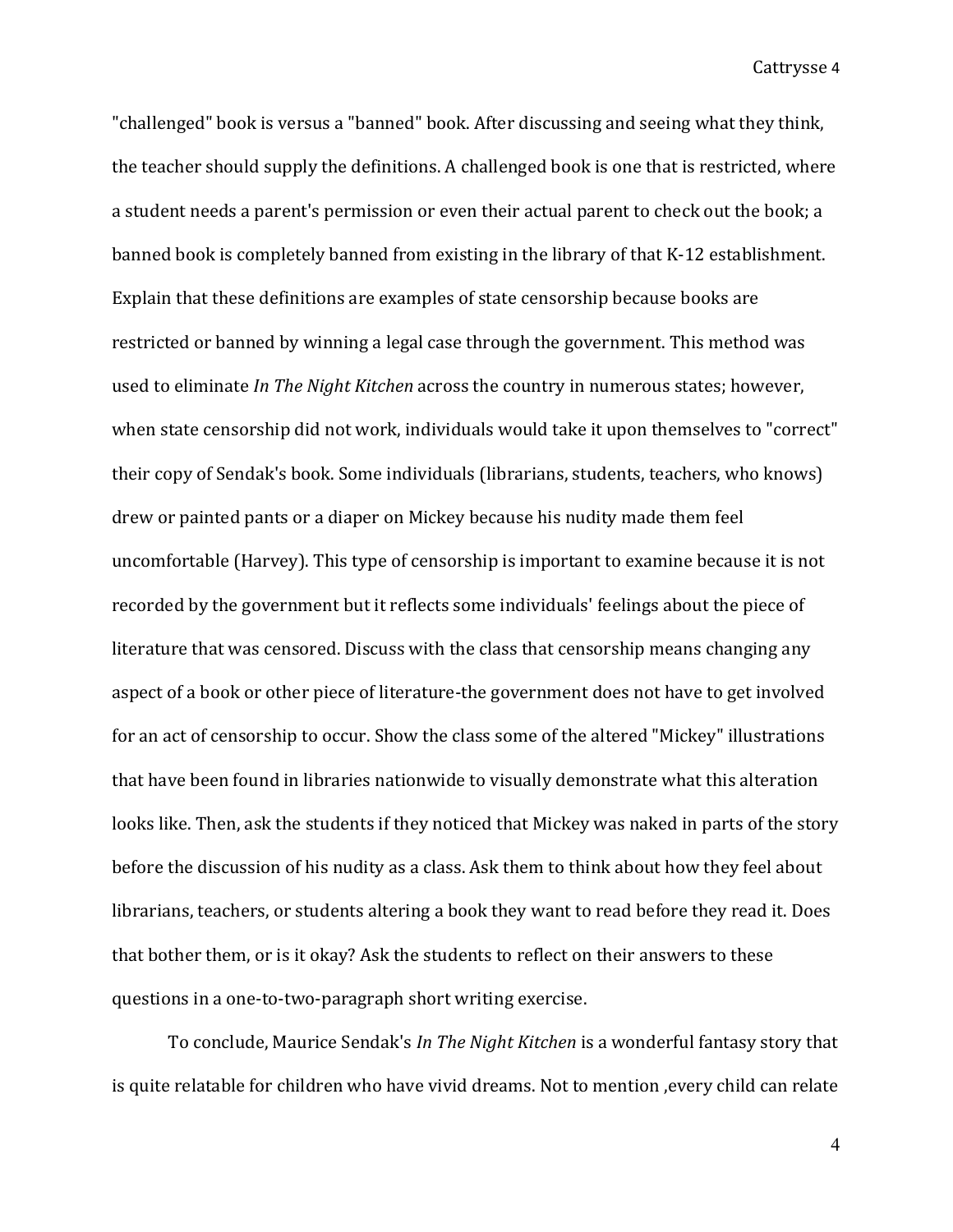"challenged" book is versus a "banned" book. After discussing and seeing what they think, the teacher should supply the definitions. A challenged book is one that is restricted, where a student needs a parent's permission or even their actual parent to check out the book; a banned book is completely banned from existing in the library of that K-12 establishment. Explain that these definitions are examples of state censorship because books are restricted or banned by winning a legal case through the government. This method was used to eliminate *In The Night Kitchen* across the country in numerous states; however, when state censorship did not work, individuals would take it upon themselves to "correct" their copy of Sendak's book. Some individuals (librarians, students, teachers, who knows) drew or painted pants or a diaper on Mickey because his nudity made them feel uncomfortable (Harvey). This type of censorship is important to examine because it is not recorded by the government but it reflects some individuals' feelings about the piece of literature that was censored. Discuss with the class that censorship means changing any aspect of a book or other piece of literature-the government does not have to get involved for an act of censorship to occur. Show the class some of the altered "Mickey" illustrations that have been found in libraries nationwide to visually demonstrate what this alteration looks like. Then, ask the students if they noticed that Mickey was naked in parts of the story before the discussion of his nudity as a class. Ask them to think about how they feel about librarians, teachers, or students altering a book they want to read before they read it. Does that bother them, or is it okay? Ask the students to reflect on their answers to these questions in a one-to-two-paragraph short writing exercise.

To conclude, Maurice Sendak's *In The Night Kitchen* is a wonderful fantasy story that is quite relatable for children who have vivid dreams. Not to mention ,every child can relate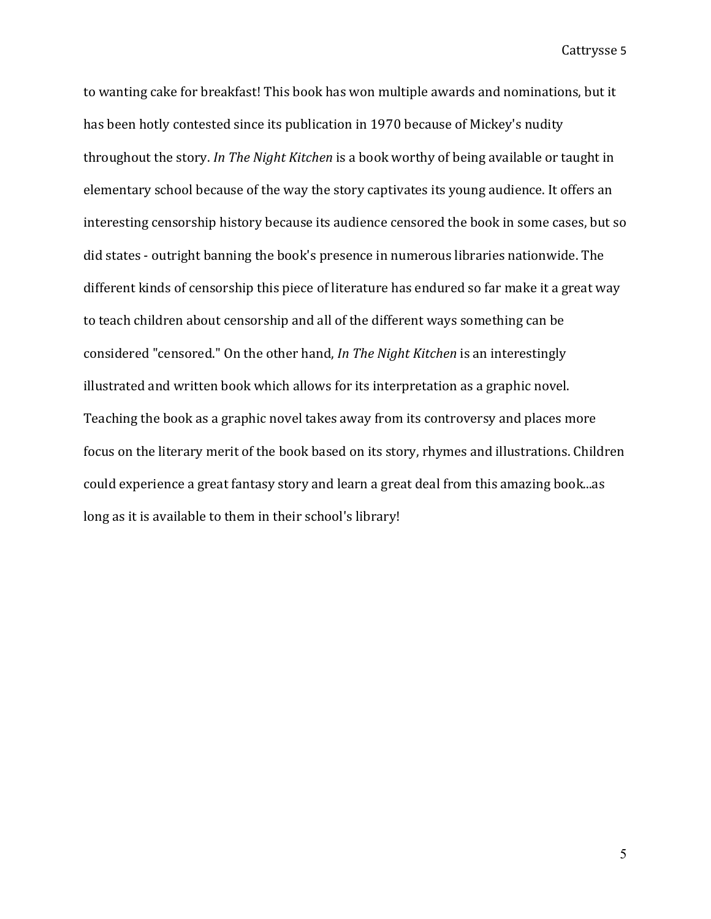to wanting cake for breakfast! This book has won multiple awards and nominations, but it has been hotly contested since its publication in 1970 because of Mickey's nudity throughout the story. *In The Night Kitchen* is a book worthy of being available or taught in elementary school because of the way the story captivates its young audience. It offers an interesting censorship history because its audience censored the book in some cases, but so did states - outright banning the book's presence in numerous libraries nationwide. The different kinds of censorship this piece of literature has endured so far make it a great way to teach children about censorship and all of the different ways something can be considered "censored." On the other hand, *In The Night Kitchen* is an interestingly illustrated and written book which allows for its interpretation as a graphic novel. Teaching the book as a graphic novel takes away from its controversy and places more focus on the literary merit of the book based on its story, rhymes and illustrations. Children could experience a great fantasy story and learn a great deal from this amazing book...as long as it is available to them in their school's library!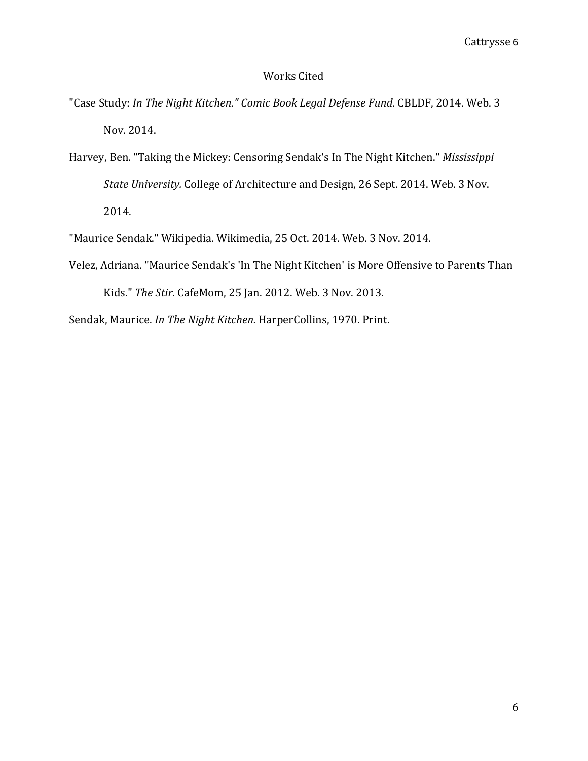# Works Cited

"Case Study: *In The Night Kitchen." Comic Book Legal Defense Fund*. CBLDF, 2014. Web. 3 Nov. 2014.

Harvey, Ben. "Taking the Mickey: Censoring Sendak's In The Night Kitchen." *Mississippi State University.* College of Architecture and Design, 26 Sept. 2014. Web. 3 Nov. 2014.

"Maurice Sendak." Wikipedia. Wikimedia, 25 Oct. 2014. Web. 3 Nov. 2014.

Velez, Adriana. "Maurice Sendak's 'In The Night Kitchen' is More Offensive to Parents Than Kids." *The Stir*. CafeMom, 25 Jan. 2012. Web. 3 Nov. 2013.

Sendak, Maurice. *In The Night Kitchen.* HarperCollins, 1970. Print.